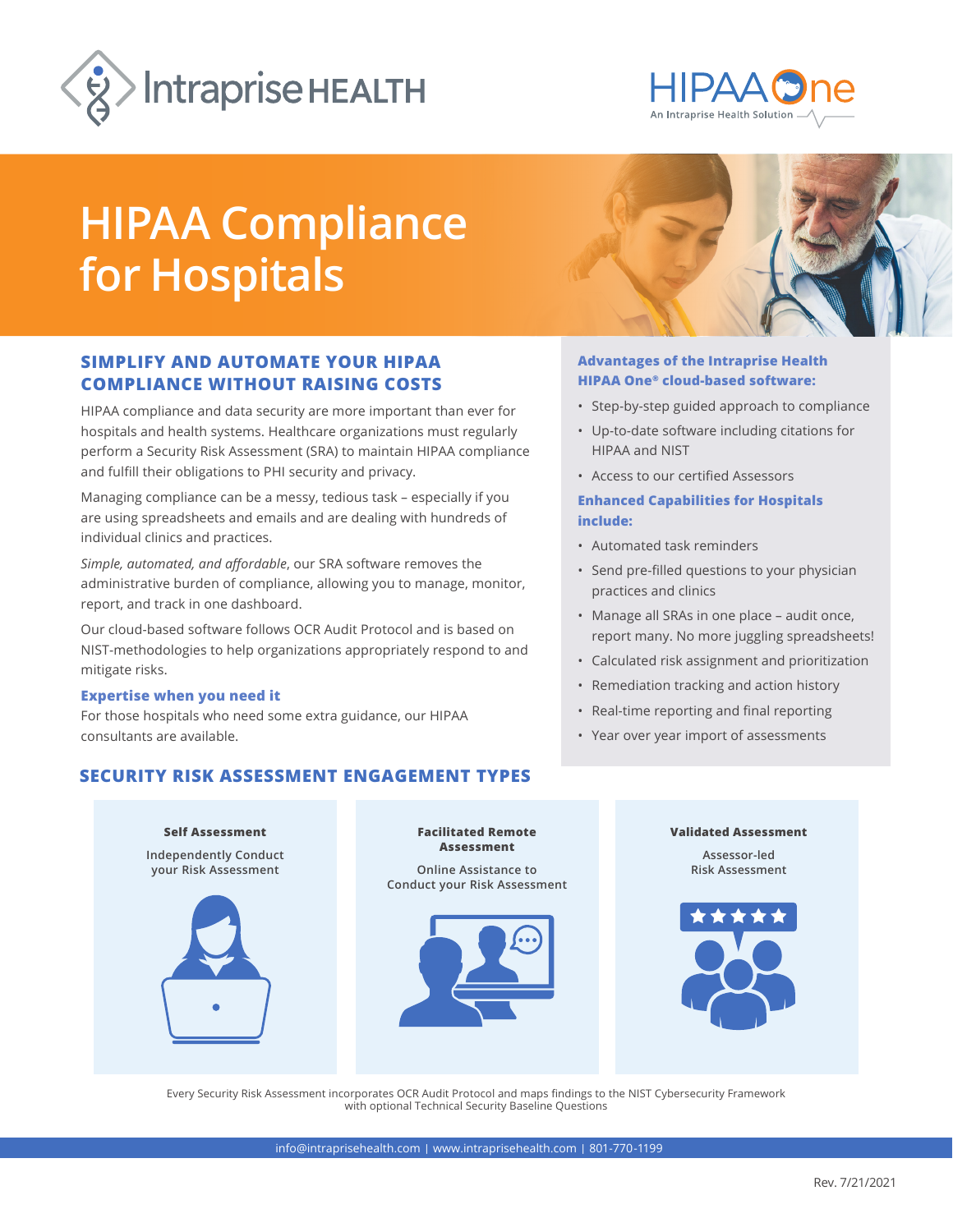Intraprise HEALTH

HIPAA One — An Intraprise Health Solution

# HIPAA Compliance for Hospitals

## SIMPLIFY AND AUTOMATE YOUR HIPAA COMPLIANCE WITHOUT RAISING COSTS

HIPAA compliance and data security are more important than ever for hospitals and health systems. Healthcare organizations must regularly perform a Security Risk Assessment (SRA) to maintain HIPAA compliance and fulfill their obligations to PHI security and privacy.

Managing compliance can be a messy, tedious task – especially if you are using spreadsheets and emails and are dealing with hundreds of individual clinics and practices.

*Simple, automated, and affordable*, our SRA software removes the administrative burden of compliance, allowing you to manage, monitor, report, and track in one dashboard.

Our cloud-based software follows OCR Audit Protocol and is based on NIST-methodologies to help organizations appropriately respond to and mitigate risks.

### Expertise when you need it

For those hospitals who need some extra guidance, our HIPAA consultants are available.

### Advantages of the Intraprise Health HIPAA One® cloud-based software:

- Step-by-step guided approach to compliance
- Up-to-date software including citations for HIPAA and NIST
- Access to our certified Assessors

### Enhanced Capabilities for Hospitals include:

- Automated task reminders
- Send pre-filled questions to your physician practices and clinics
- Manage all SRAs in one place – audit once, report many. No more juggling spreadsheets!
- Calculated risk assignment and prioritization
- Remediation tracking and action history
- Real-time reporting and final reporting
- Year over year import of assessments

## SECURITY RISK ASSESSMENT ENGAGEMENT TYPES

**Self Assessment**

Independently Conduct your Risk Assessment

**Facilitated Remote Assessment**

Online Assistance to Conduct your Risk Assessment

**Validated Assessment**

Assessor-led Risk Assessment

Every Security Risk Assessment incorporates OCR Audit Protocol and maps findings to the NIST Cybersecurity Framework with optional Technical Security Baseline Questions

info@intraprisehealth.com | www.intraprisehealth.com | 801-770-1199

Rev. 7/21/2021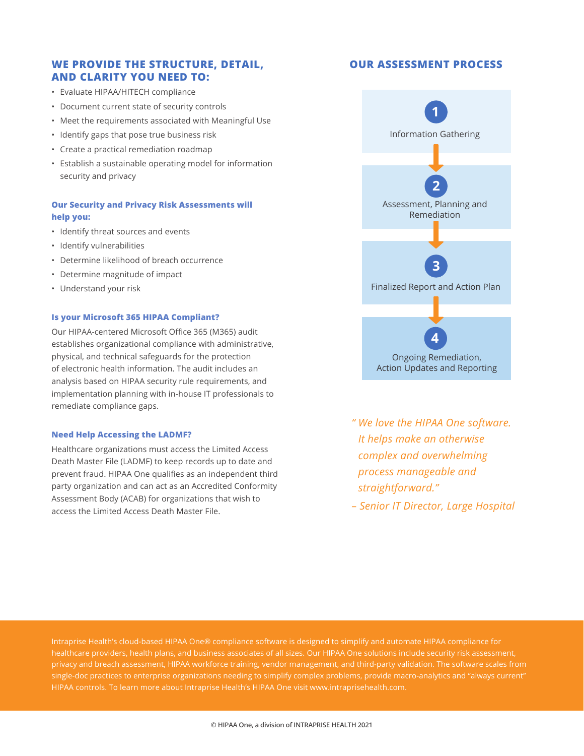## WE PROVIDE THE STRUCTURE, DETAIL, AND CLARITY YOU NEED TO:

- Evaluate HIPAA/HITECH compliance
- Document current state of security controls
- Meet the requirements associated with Meaningful Use
- Identify gaps that pose true business risk
- Create a practical remediation roadmap
- Establish a sustainable operating model for information security and privacy

### Our Security and Privacy Risk Assessments will help you:

- Identify threat sources and events
- Identify vulnerabilities
- Determine likelihood of breach occurrence
- Determine magnitude of impact
- Understand your risk

### Is your Microsoft 365 HIPAA Compliant?

Our HIPAA-centered Microsoft Office 365 (M365) audit establishes organizational compliance with administrative, physical, and technical safeguards for the protection of electronic health information. The audit includes an analysis based on HIPAA security rule requirements, and implementation planning with in-house IT professionals to remediate compliance gaps.

### Need Help Accessing the LADMF?

Healthcare organizations must access the Limited Access Death Master File (LADMF) to keep records up to date and prevent fraud. HIPAA One qualifies as an independent third party organization and can act as an Accredited Conformity Assessment Body (ACAB) for organizations that wish to access the Limited Access Death Master File.

## OUR ASSESSMENT PROCESS

1. Information Gathering
2. Assessment, Planning and Remediation
3. Finalized Report and Action Plan
4. Ongoing Remediation, Action Updates and Reporting

*" We love the HIPAA One software. It helps make an otherwise complex and overwhelming process manageable and straightforward."*

*– Senior IT Director, Large Hospital*

Intraprise Health's cloud-based HIPAA One® compliance software is designed to simplify and automate HIPAA compliance for healthcare providers, health plans, and business associates of all sizes. Our HIPAA One solutions include security risk assessment, privacy and breach assessment, HIPAA workforce training, vendor management, and third-party validation. The software scales from single-doc practices to enterprise organizations needing to simplify complex problems, provide macro-analytics and "always current" HIPAA controls. To learn more about Intraprise Health's HIPAA One visit www.intraprisehealth.com.

© HIPAA One, a division of INTRAPRISE HEALTH 2021